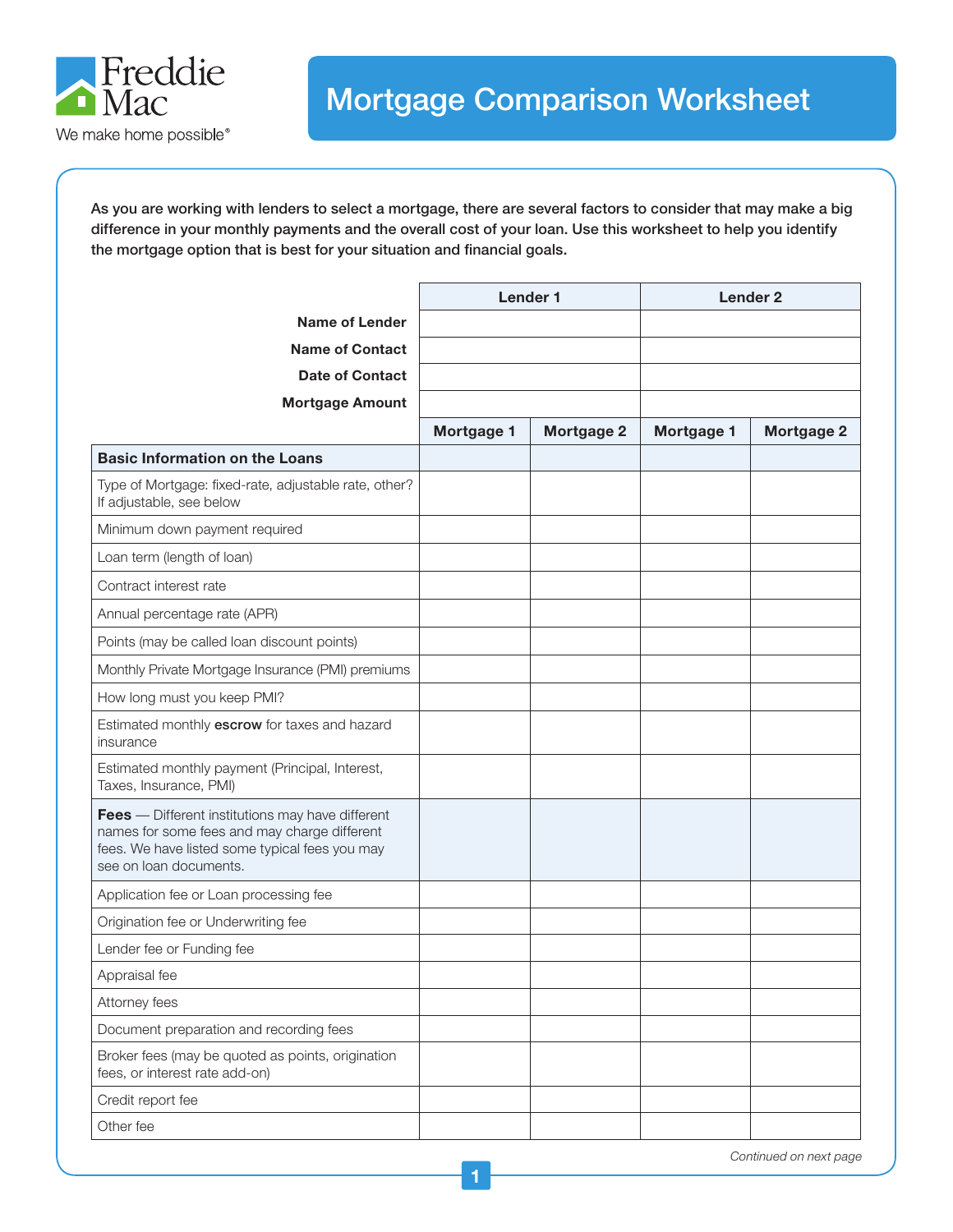Freddie Mac

We make home possible®

# Mortgage Comparison Worksheet

**As you are working with lenders to select a mortgage, there are several factors to consider that may make a big difference in your monthly payments and the overall cost of your loan. Use this worksheet to help you identify the mortgage option that is best for your situation and financial goals.**

| | Lender 1 | | Lender 2 | |
|---|---|---|---|---|
| **Name of Lender** | | | | |
| **Name of Contact** | | | | |
| **Date of Contact** | | | | |
| **Mortgage Amount** | | | | |
| | **Mortgage 1** | **Mortgage 2** | **Mortgage 1** | **Mortgage 2** |
| **Basic Information on the Loans** | | | | |
| Type of Mortgage: fixed-rate, adjustable rate, other? If adjustable, see below | | | | |
| Minimum down payment required | | | | |
| Loan term (length of loan) | | | | |
| Contract interest rate | | | | |
| Annual percentage rate (APR) | | | | |
| Points (may be called loan discount points) | | | | |
| Monthly Private Mortgage Insurance (PMI) premiums | | | | |
| How long must you keep PMI? | | | | |
| Estimated monthly **escrow** for taxes and hazard insurance | | | | |
| Estimated monthly payment (Principal, Interest, Taxes, Insurance, PMI) | | | | |
| **Fees** — Different institutions may have different names for some fees and may charge different fees. We have listed some typical fees you may see on loan documents. | | | | |
| Application fee or Loan processing fee | | | | |
| Origination fee or Underwriting fee | | | | |
| Lender fee or Funding fee | | | | |
| Appraisal fee | | | | |
| Attorney fees | | | | |
| Document preparation and recording fees | | | | |
| Broker fees (may be quoted as points, origination fees, or interest rate add-on) | | | | |
| Credit report fee | | | | |
| Other fee | | | | |

*Continued on next page*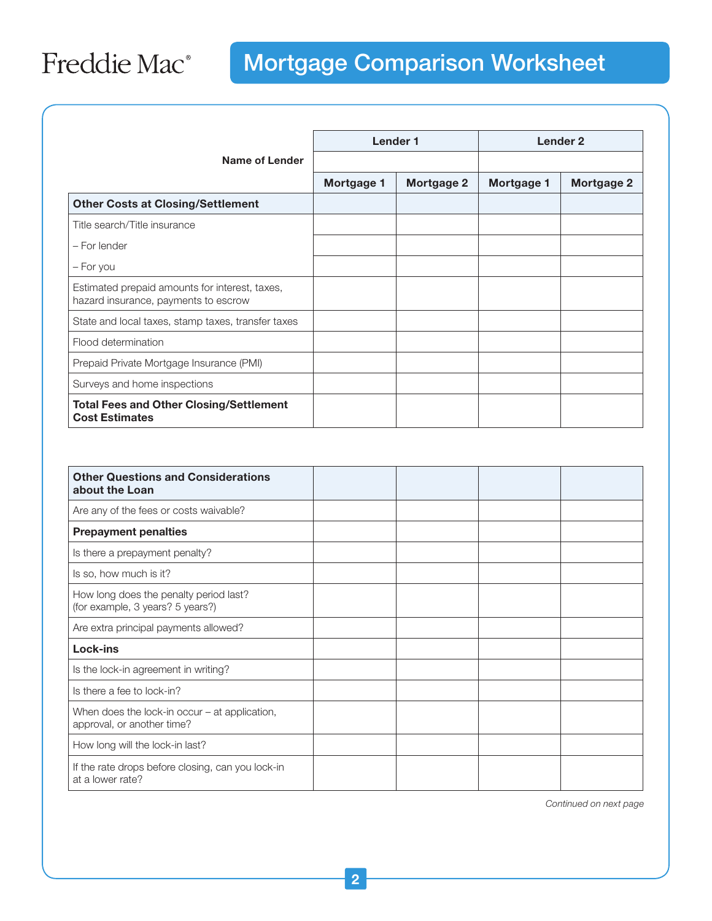Freddie Mac®

# Mortgage Comparison Worksheet

| | Lender 1 | | Lender 2 | |
|---|---|---|---|---|
| **Name of Lender** | | | | |
| | **Mortgage 1** | **Mortgage 2** | **Mortgage 1** | **Mortgage 2** |
| **Other Costs at Closing/Settlement** | | | | |
| Title search/Title insurance | | | | |
| – For lender | | | | |
| – For you | | | | |
| Estimated prepaid amounts for interest, taxes, hazard insurance, payments to escrow | | | | |
| State and local taxes, stamp taxes, transfer taxes | | | | |
| Flood determination | | | | |
| Prepaid Private Mortgage Insurance (PMI) | | | | |
| Surveys and home inspections | | | | |
| **Total Fees and Other Closing/Settlement Cost Estimates** | | | | |

| **Other Questions and Considerations about the Loan** | | | | |
|---|---|---|---|---|
| Are any of the fees or costs waivable? | | | | |
| **Prepayment penalties** | | | | |
| Is there a prepayment penalty? | | | | |
| Is so, how much is it? | | | | |
| How long does the penalty period last? (for example, 3 years? 5 years?) | | | | |
| Are extra principal payments allowed? | | | | |
| **Lock-ins** | | | | |
| Is the lock-in agreement in writing? | | | | |
| Is there a fee to lock-in? | | | | |
| When does the lock-in occur – at application, approval, or another time? | | | | |
| How long will the lock-in last? | | | | |
| If the rate drops before closing, can you lock-in at a lower rate? | | | | |

*Continued on next page*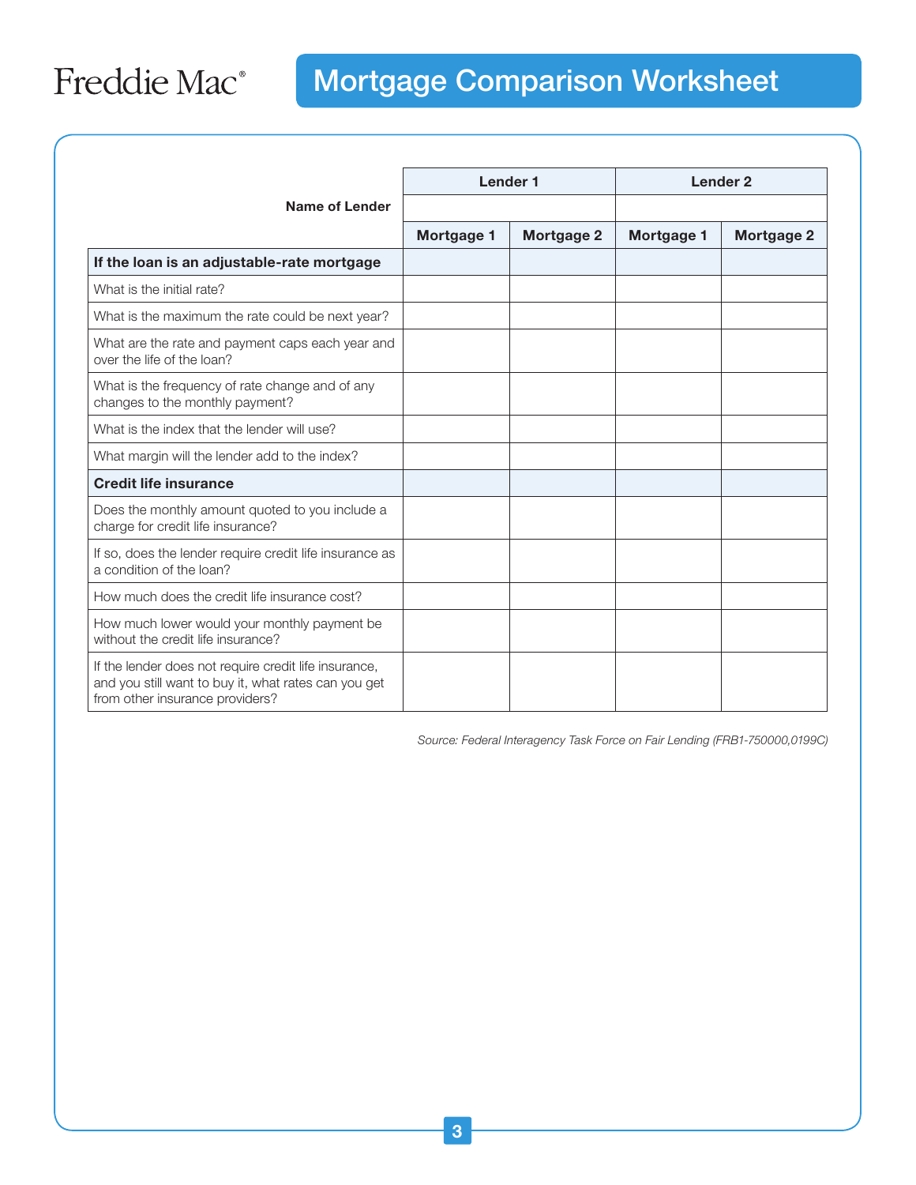Freddie Mac®

# Mortgage Comparison Worksheet

| | Lender 1 | | Lender 2 | |
|---|---|---|---|---|
| **Name of Lender** | | | | |
| | **Mortgage 1** | **Mortgage 2** | **Mortgage 1** | **Mortgage 2** |
| **If the loan is an adjustable-rate mortgage** | | | | |
| What is the initial rate? | | | | |
| What is the maximum the rate could be next year? | | | | |
| What are the rate and payment caps each year and over the life of the loan? | | | | |
| What is the frequency of rate change and of any changes to the monthly payment? | | | | |
| What is the index that the lender will use? | | | | |
| What margin will the lender add to the index? | | | | |
| **Credit life insurance** | | | | |
| Does the monthly amount quoted to you include a charge for credit life insurance? | | | | |
| If so, does the lender require credit life insurance as a condition of the loan? | | | | |
| How much does the credit life insurance cost? | | | | |
| How much lower would your monthly payment be without the credit life insurance? | | | | |
| If the lender does not require credit life insurance, and you still want to buy it, what rates can you get from other insurance providers? | | | | |

*Source: Federal Interagency Task Force on Fair Lending (FRB1-750000,0199C)*